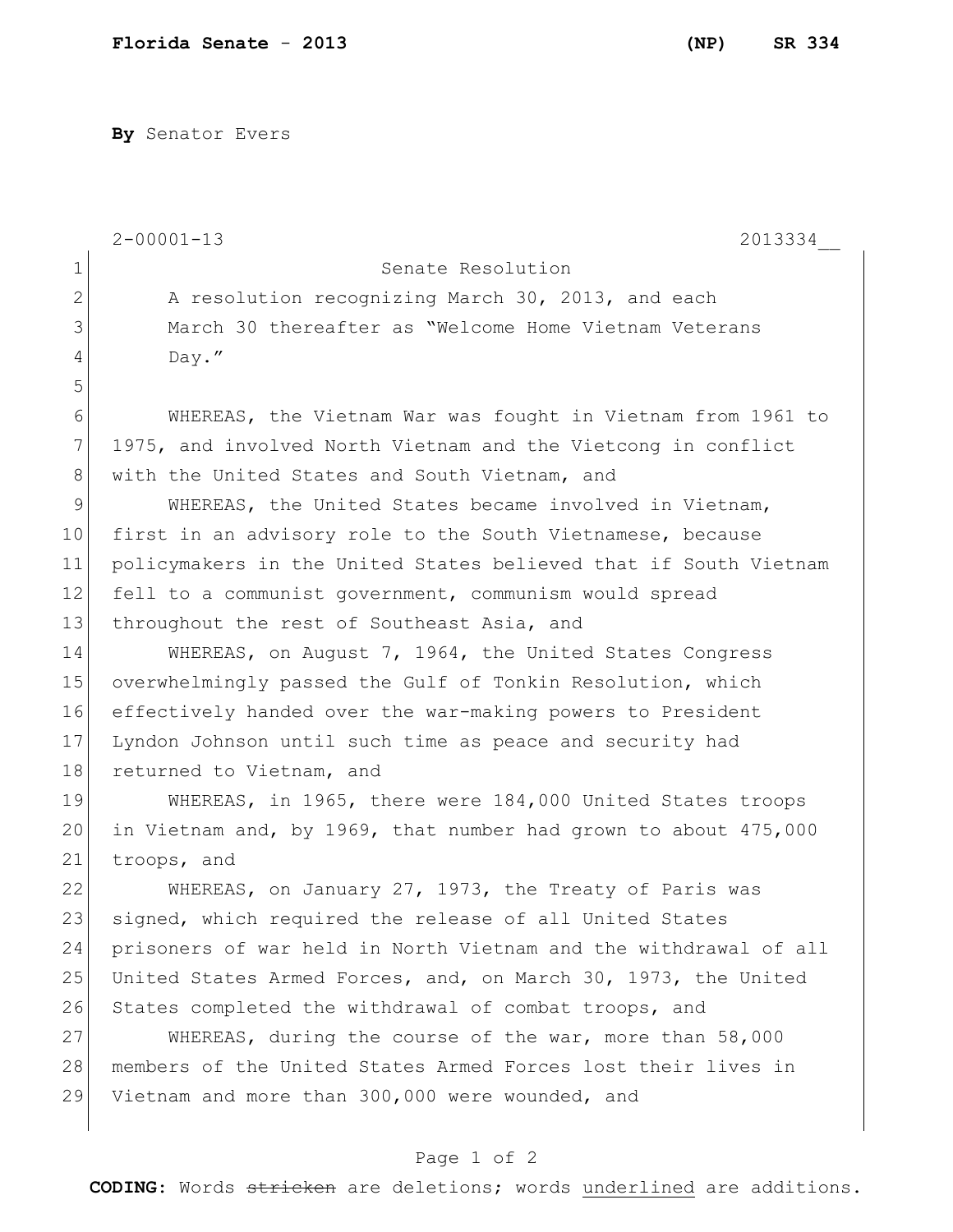**By** Senator Evers

2-00001-13 2013334__

Senate Resolution

A resolution recognizing March 30, 2013, and each March 30 thereafter as "Welcome Home Vietnam Veterans Day."

WHEREAS, the Vietnam War was fought in Vietnam from 1961 to 1975, and involved North Vietnam and the Vietcong in conflict with the United States and South Vietnam, and

WHEREAS, the United States became involved in Vietnam, first in an advisory role to the South Vietnamese, because policymakers in the United States believed that if South Vietnam fell to a communist government, communism would spread throughout the rest of Southeast Asia, and

WHEREAS, on August 7, 1964, the United States Congress overwhelmingly passed the Gulf of Tonkin Resolution, which effectively handed over the war-making powers to President Lyndon Johnson until such time as peace and security had returned to Vietnam, and

WHEREAS, in 1965, there were 184,000 United States troops in Vietnam and, by 1969, that number had grown to about 475,000 troops, and

WHEREAS, on January 27, 1973, the Treaty of Paris was signed, which required the release of all United States prisoners of war held in North Vietnam and the withdrawal of all United States Armed Forces, and, on March 30, 1973, the United States completed the withdrawal of combat troops, and

WHEREAS, during the course of the war, more than 58,000 members of the United States Armed Forces lost their lives in Vietnam and more than 300,000 were wounded, and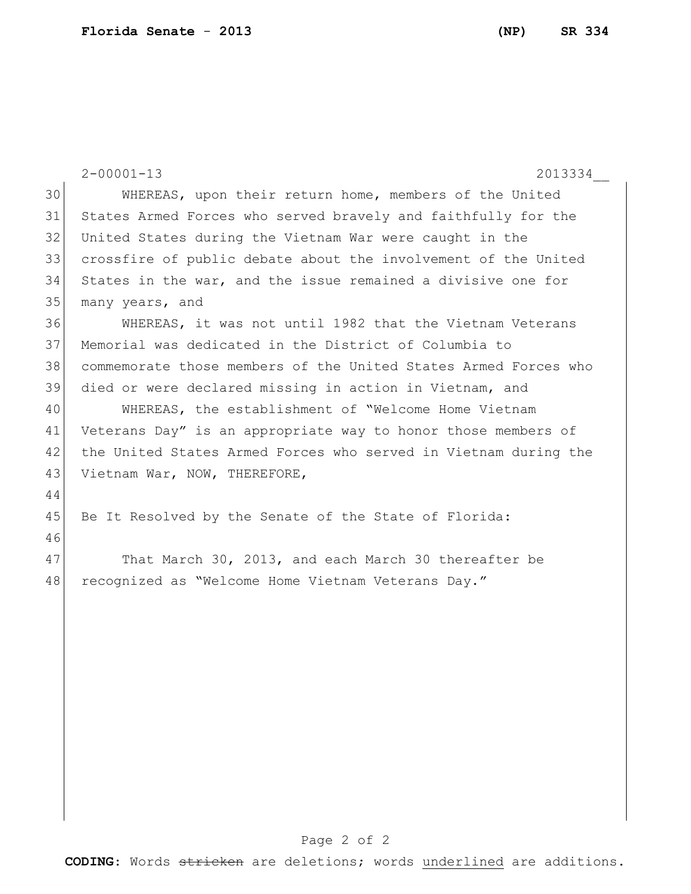WHEREAS, upon their return home, members of the United States Armed Forces who served bravely and faithfully for the United States during the Vietnam War were caught in the crossfire of public debate about the involvement of the United States in the war, and the issue remained a divisive one for many years, and

WHEREAS, it was not until 1982 that the Vietnam Veterans Memorial was dedicated in the District of Columbia to commemorate those members of the United States Armed Forces who died or were declared missing in action in Vietnam, and

WHEREAS, the establishment of "Welcome Home Vietnam Veterans Day" is an appropriate way to honor those members of the United States Armed Forces who served in Vietnam during the Vietnam War, NOW, THEREFORE,

Be It Resolved by the Senate of the State of Florida:

That March 30, 2013, and each March 30 thereafter be recognized as "Welcome Home Vietnam Veterans Day."